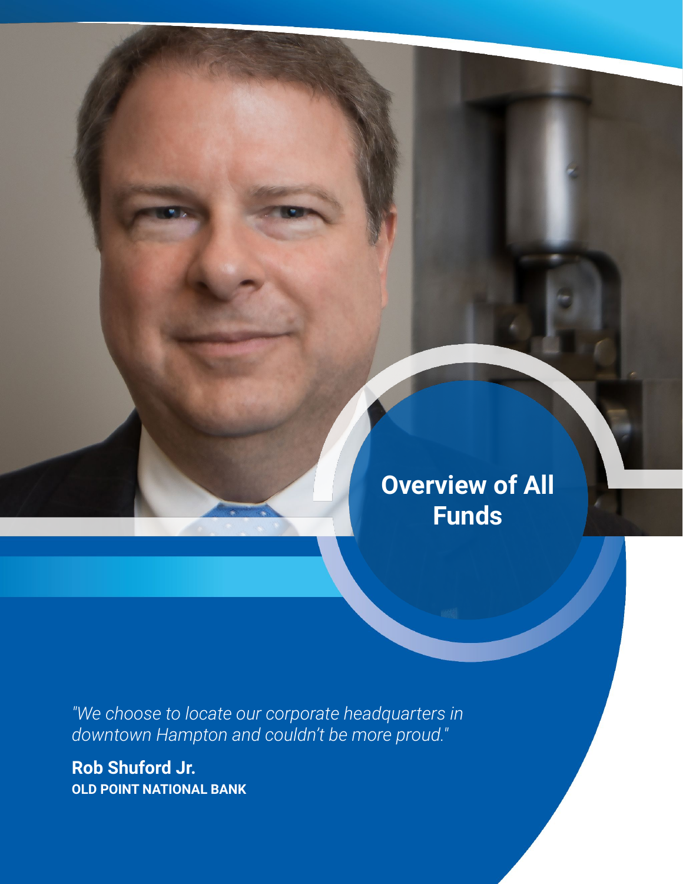# Overview of All Funds

*"We choose to locate our corporate headquarters in downtown Hampton and couldn't be more proud."*

**Rob Shuford Jr.**
**OLD POINT NATIONAL BANK**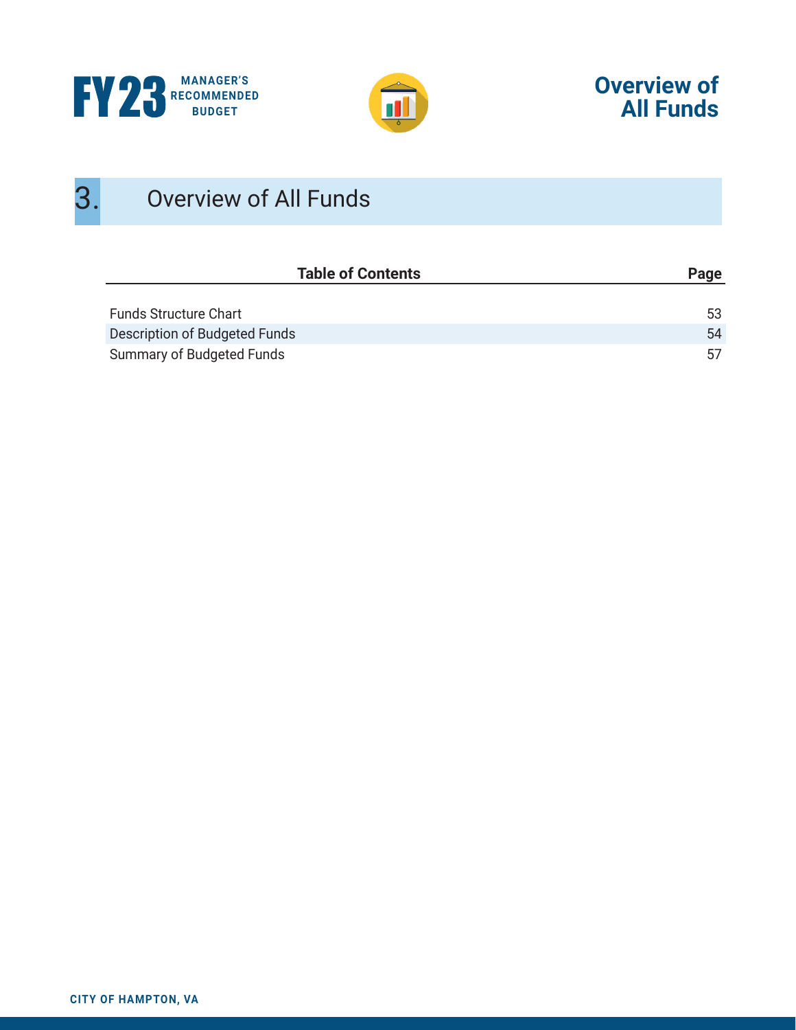# 3. Overview of All Funds

| Table of Contents | Page |
|---|---|
| Funds Structure Chart | 53 |
| Description of Budgeted Funds | 54 |
| Summary of Budgeted Funds | 57 |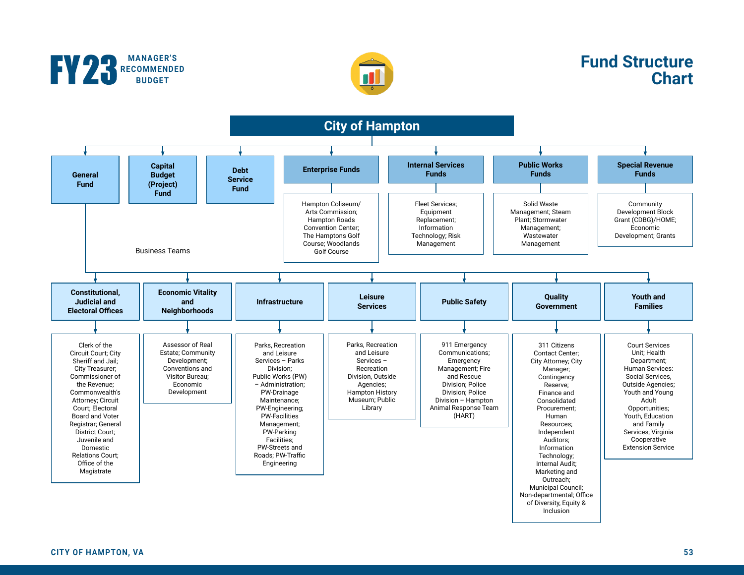# Fund Structure Chart

FY23 MANAGER'S RECOMMENDED BUDGET

## City of Hampton

### General Fund

### Capital Budget (Project) Fund

### Debt Service Fund

### Enterprise Funds

Hampton Coliseum/ Arts Commission; Hampton Roads Convention Center; The Hamptons Golf Course; Woodlands Golf Course

### Internal Services Funds

Fleet Services; Equipment Replacement; Information Technology; Risk Management

### Public Works Funds

Solid Waste Management; Steam Plant; Stormwater Management; Wastewater Management

### Special Revenue Funds

Community Development Block Grant (CDBG)/HOME; Economic Development; Grants

## Business Teams

### Constitutional, Judicial and Electoral Offices

Clerk of the Circuit Court; City Sheriff and Jail; City Treasurer; Commissioner of the Revenue; Commonwealth's Attorney; Circuit Court; Electoral Board and Voter Registrar; General District Court; Juvenile and Domestic Relations Court; Office of the Magistrate

### Economic Vitality and Neighborhoods

Assessor of Real Estate; Community Development; Conventions and Visitor Bureau; Economic Development

### Infrastructure

Parks, Recreation and Leisure Services – Parks Division; Public Works (PW) – Administration; PW-Drainage Maintenance; PW-Engineering; PW-Facilities Management; PW-Parking Facilities; PW-Streets and Roads; PW-Traffic Engineering

### Leisure Services

Parks, Recreation and Leisure Services – Recreation Division, Outside Agencies; Hampton History Museum; Public Library

### Public Safety

911 Emergency Communications; Emergency Management; Fire and Rescue Division; Police Division; Police Division – Hampton Animal Response Team (HART)

### Quality Government

311 Citizens Contact Center; City Attorney; City Manager; Contingency Reserve; Finance and Consolidated Procurement; Human Resources; Independent Auditors; Information Technology; Internal Audit; Marketing and Outreach; Municipal Council; Non-departmental; Office of Diversity, Equity & Inclusion

### Youth and Families

Court Services Unit; Health Department; Human Services: Social Services, Outside Agencies; Youth and Young Adult Opportunities; Youth, Education and Family Services; Virginia Cooperative Extension Service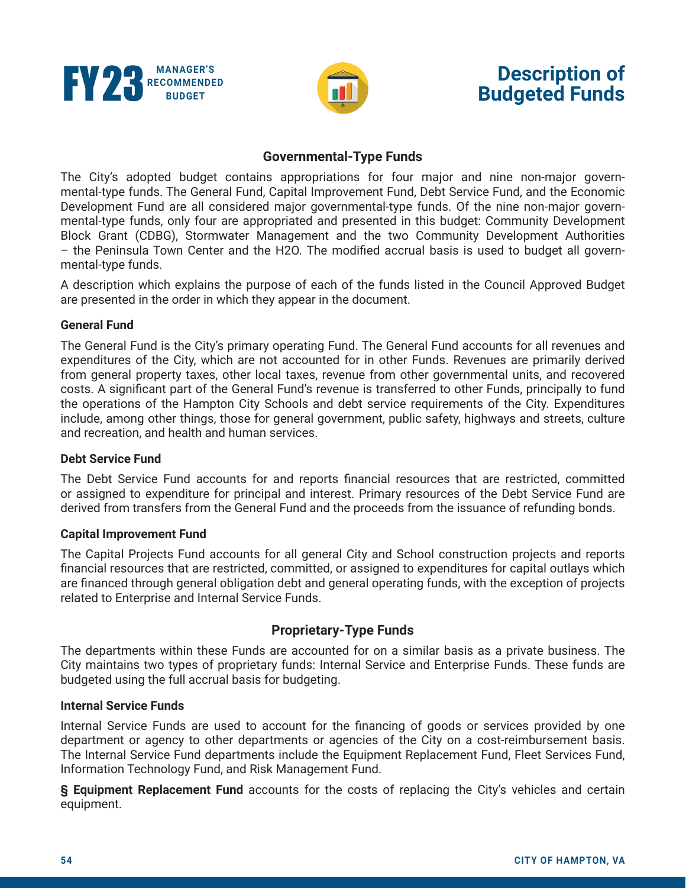# Description of Budgeted Funds

## Governmental-Type Funds

The City's adopted budget contains appropriations for four major and nine non-major governmental-type funds. The General Fund, Capital Improvement Fund, Debt Service Fund, and the Economic Development Fund are all considered major governmental-type funds. Of the nine non-major governmental-type funds, only four are appropriated and presented in this budget: Community Development Block Grant (CDBG), Stormwater Management and the two Community Development Authorities – the Peninsula Town Center and the H2O. The modified accrual basis is used to budget all governmental-type funds.

A description which explains the purpose of each of the funds listed in the Council Approved Budget are presented in the order in which they appear in the document.

### General Fund

The General Fund is the City's primary operating Fund. The General Fund accounts for all revenues and expenditures of the City, which are not accounted for in other Funds. Revenues are primarily derived from general property taxes, other local taxes, revenue from other governmental units, and recovered costs. A significant part of the General Fund's revenue is transferred to other Funds, principally to fund the operations of the Hampton City Schools and debt service requirements of the City. Expenditures include, among other things, those for general government, public safety, highways and streets, culture and recreation, and health and human services.

### Debt Service Fund

The Debt Service Fund accounts for and reports financial resources that are restricted, committed or assigned to expenditure for principal and interest. Primary resources of the Debt Service Fund are derived from transfers from the General Fund and the proceeds from the issuance of refunding bonds.

### Capital Improvement Fund

The Capital Projects Fund accounts for all general City and School construction projects and reports financial resources that are restricted, committed, or assigned to expenditures for capital outlays which are financed through general obligation debt and general operating funds, with the exception of projects related to Enterprise and Internal Service Funds.

## Proprietary-Type Funds

The departments within these Funds are accounted for on a similar basis as a private business. The City maintains two types of proprietary funds: Internal Service and Enterprise Funds. These funds are budgeted using the full accrual basis for budgeting.

### Internal Service Funds

Internal Service Funds are used to account for the financing of goods or services provided by one department or agency to other departments or agencies of the City on a cost-reimbursement basis. The Internal Service Fund departments include the Equipment Replacement Fund, Fleet Services Fund, Information Technology Fund, and Risk Management Fund.

§ **Equipment Replacement Fund** accounts for the costs of replacing the City's vehicles and certain equipment.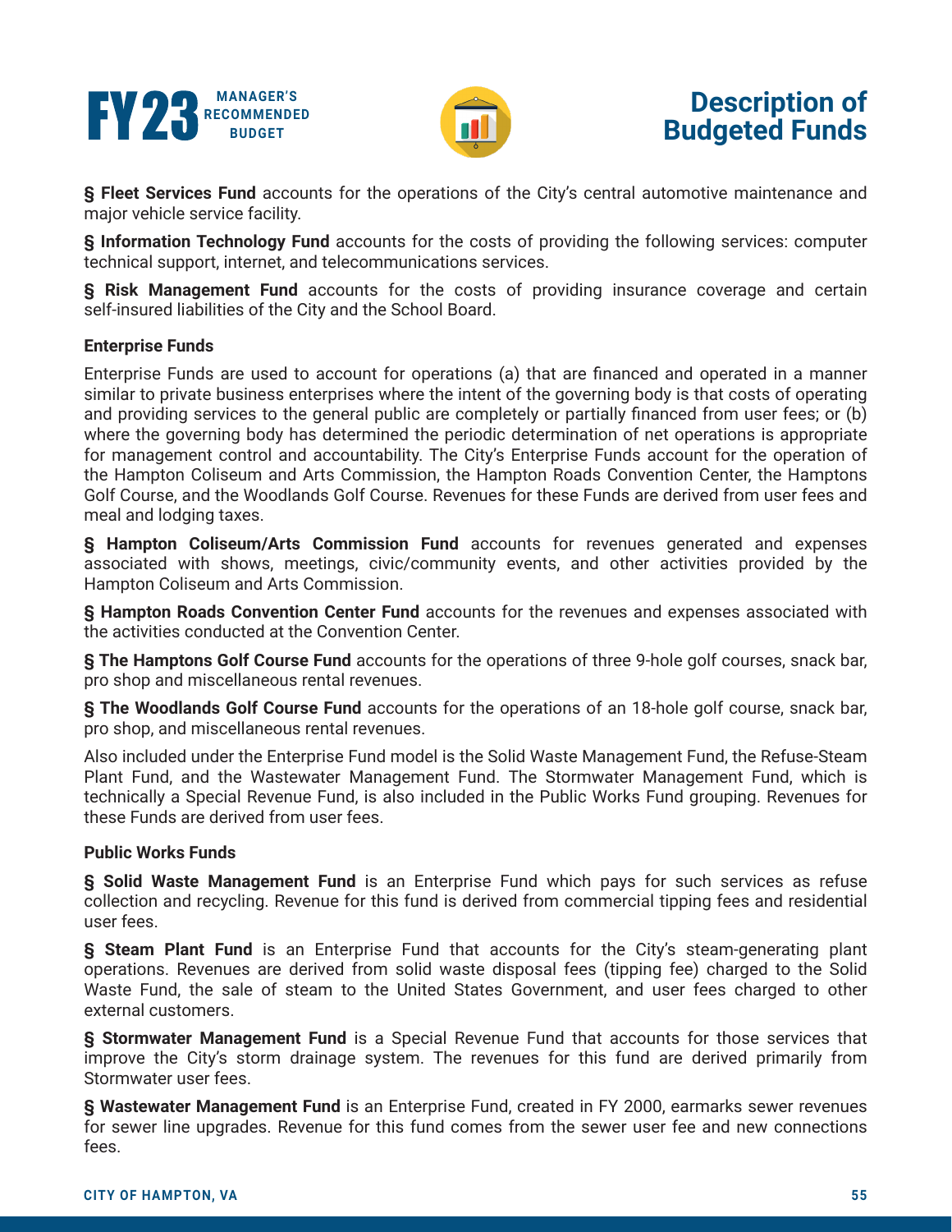§ **Fleet Services Fund** accounts for the operations of the City's central automotive maintenance and major vehicle service facility.

§ **Information Technology Fund** accounts for the costs of providing the following services: computer technical support, internet, and telecommunications services.

§ **Risk Management Fund** accounts for the costs of providing insurance coverage and certain self-insured liabilities of the City and the School Board.

**Enterprise Funds**

Enterprise Funds are used to account for operations (a) that are financed and operated in a manner similar to private business enterprises where the intent of the governing body is that costs of operating and providing services to the general public are completely or partially financed from user fees; or (b) where the governing body has determined the periodic determination of net operations is appropriate for management control and accountability. The City's Enterprise Funds account for the operation of the Hampton Coliseum and Arts Commission, the Hampton Roads Convention Center, the Hamptons Golf Course, and the Woodlands Golf Course. Revenues for these Funds are derived from user fees and meal and lodging taxes.

§ **Hampton Coliseum/Arts Commission Fund** accounts for revenues generated and expenses associated with shows, meetings, civic/community events, and other activities provided by the Hampton Coliseum and Arts Commission.

§ **Hampton Roads Convention Center Fund** accounts for the revenues and expenses associated with the activities conducted at the Convention Center.

§ **The Hamptons Golf Course Fund** accounts for the operations of three 9-hole golf courses, snack bar, pro shop and miscellaneous rental revenues.

§ **The Woodlands Golf Course Fund** accounts for the operations of an 18-hole golf course, snack bar, pro shop, and miscellaneous rental revenues.

Also included under the Enterprise Fund model is the Solid Waste Management Fund, the Refuse-Steam Plant Fund, and the Wastewater Management Fund. The Stormwater Management Fund, which is technically a Special Revenue Fund, is also included in the Public Works Fund grouping. Revenues for these Funds are derived from user fees.

**Public Works Funds**

§ **Solid Waste Management Fund** is an Enterprise Fund which pays for such services as refuse collection and recycling. Revenue for this fund is derived from commercial tipping fees and residential user fees.

§ **Steam Plant Fund** is an Enterprise Fund that accounts for the City's steam-generating plant operations. Revenues are derived from solid waste disposal fees (tipping fee) charged to the Solid Waste Fund, the sale of steam to the United States Government, and user fees charged to other external customers.

§ **Stormwater Management Fund** is a Special Revenue Fund that accounts for those services that improve the City's storm drainage system. The revenues for this fund are derived primarily from Stormwater user fees.

§ **Wastewater Management Fund** is an Enterprise Fund, created in FY 2000, earmarks sewer revenues for sewer line upgrades. Revenue for this fund comes from the sewer user fee and new connections fees.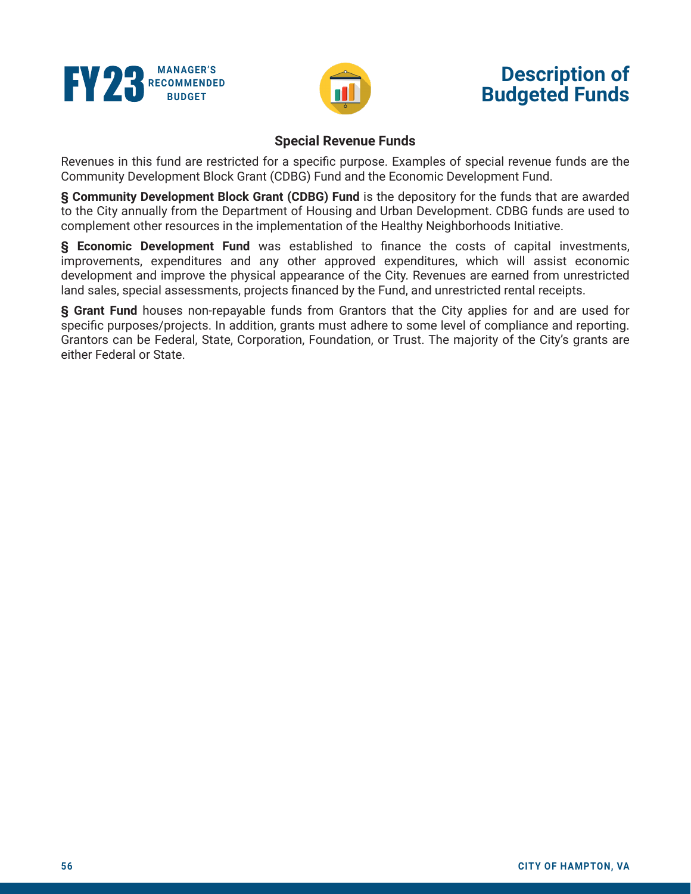## Special Revenue Funds

Revenues in this fund are restricted for a specific purpose. Examples of special revenue funds are the Community Development Block Grant (CDBG) Fund and the Economic Development Fund.

§ **Community Development Block Grant (CDBG) Fund** is the depository for the funds that are awarded to the City annually from the Department of Housing and Urban Development. CDBG funds are used to complement other resources in the implementation of the Healthy Neighborhoods Initiative.

§ **Economic Development Fund** was established to finance the costs of capital investments, improvements, expenditures and any other approved expenditures, which will assist economic development and improve the physical appearance of the City. Revenues are earned from unrestricted land sales, special assessments, projects financed by the Fund, and unrestricted rental receipts.

§ **Grant Fund** houses non-repayable funds from Grantors that the City applies for and are used for specific purposes/projects. In addition, grants must adhere to some level of compliance and reporting. Grantors can be Federal, State, Corporation, Foundation, or Trust. The majority of the City's grants are either Federal or State.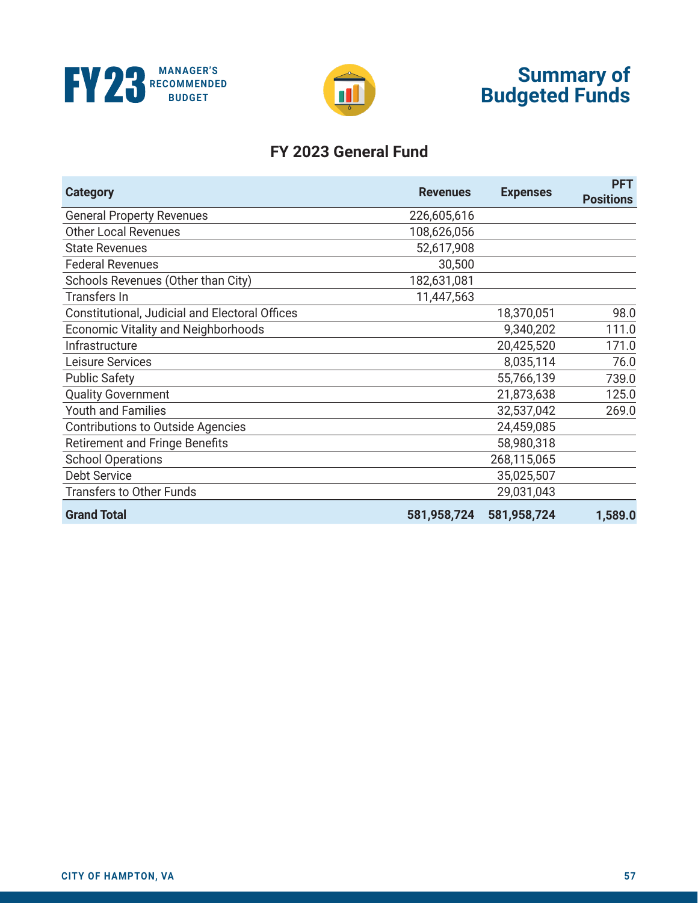# FY23 MANAGER'S RECOMMENDED BUDGET

# Summary of Budgeted Funds

## FY 2023 General Fund

| Category | Revenues | Expenses | PFT Positions |
|---|---|---|---|
| General Property Revenues | 226,605,616 | | |
| Other Local Revenues | 108,626,056 | | |
| State Revenues | 52,617,908 | | |
| Federal Revenues | 30,500 | | |
| Schools Revenues (Other than City) | 182,631,081 | | |
| Transfers In | 11,447,563 | | |
| Constitutional, Judicial and Electoral Offices | | 18,370,051 | 98.0 |
| Economic Vitality and Neighborhoods | | 9,340,202 | 111.0 |
| Infrastructure | | 20,425,520 | 171.0 |
| Leisure Services | | 8,035,114 | 76.0 |
| Public Safety | | 55,766,139 | 739.0 |
| Quality Government | | 21,873,638 | 125.0 |
| Youth and Families | | 32,537,042 | 269.0 |
| Contributions to Outside Agencies | | 24,459,085 | |
| Retirement and Fringe Benefits | | 58,980,318 | |
| School Operations | | 268,115,065 | |
| Debt Service | | 35,025,507 | |
| Transfers to Other Funds | | 29,031,043 | |
| **Grand Total** | **581,958,724** | **581,958,724** | **1,589.0** |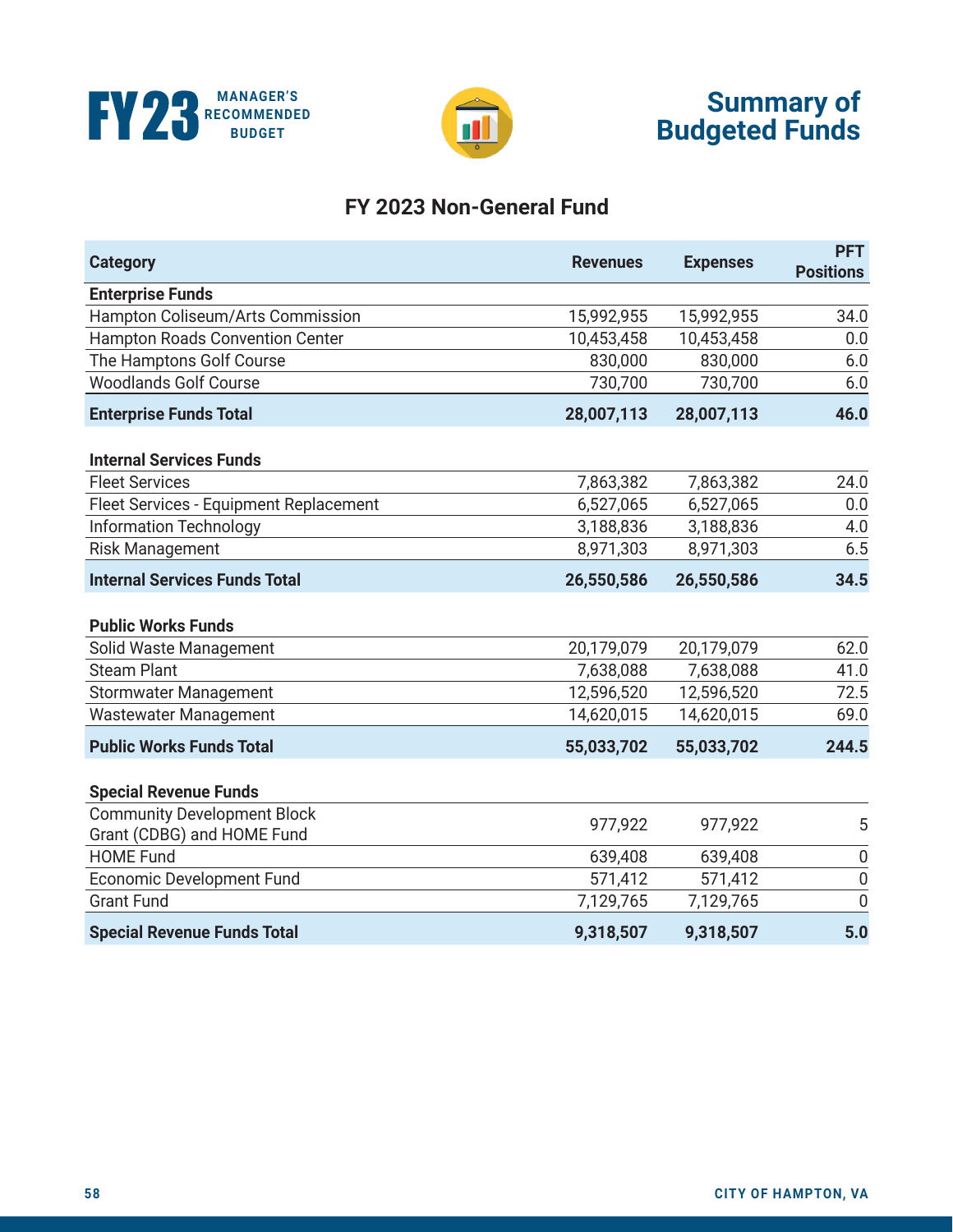FY23 MANAGER'S RECOMMENDED BUDGET

# Summary of Budgeted Funds

## FY 2023 Non-General Fund

| Category | Revenues | Expenses | PFT Positions |
|---|---|---|---|
| **Enterprise Funds** | | | |
| Hampton Coliseum/Arts Commission | 15,992,955 | 15,992,955 | 34.0 |
| Hampton Roads Convention Center | 10,453,458 | 10,453,458 | 0.0 |
| The Hamptons Golf Course | 830,000 | 830,000 | 6.0 |
| Woodlands Golf Course | 730,700 | 730,700 | 6.0 |
| **Enterprise Funds Total** | **28,007,113** | **28,007,113** | **46.0** |
| | | | |
| **Internal Services Funds** | | | |
| Fleet Services | 7,863,382 | 7,863,382 | 24.0 |
| Fleet Services - Equipment Replacement | 6,527,065 | 6,527,065 | 0.0 |
| Information Technology | 3,188,836 | 3,188,836 | 4.0 |
| Risk Management | 8,971,303 | 8,971,303 | 6.5 |
| **Internal Services Funds Total** | **26,550,586** | **26,550,586** | **34.5** |
| | | | |
| **Public Works Funds** | | | |
| Solid Waste Management | 20,179,079 | 20,179,079 | 62.0 |
| Steam Plant | 7,638,088 | 7,638,088 | 41.0 |
| Stormwater Management | 12,596,520 | 12,596,520 | 72.5 |
| Wastewater Management | 14,620,015 | 14,620,015 | 69.0 |
| **Public Works Funds Total** | **55,033,702** | **55,033,702** | **244.5** |
| | | | |
| **Special Revenue Funds** | | | |
| Community Development Block Grant (CDBG) and HOME Fund | 977,922 | 977,922 | 5 |
| HOME Fund | 639,408 | 639,408 | 0 |
| Economic Development Fund | 571,412 | 571,412 | 0 |
| Grant Fund | 7,129,765 | 7,129,765 | 0 |
| **Special Revenue Funds Total** | **9,318,507** | **9,318,507** | **5.0** |